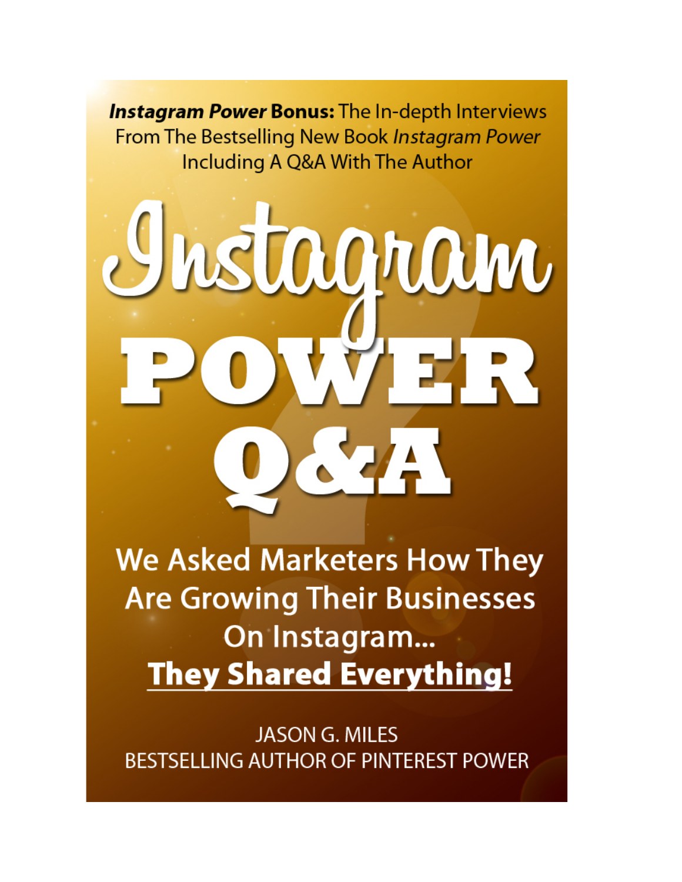***Instagram Power* Bonus:** The In-depth Interviews From The Bestselling New Book *Instagram Power* Including A Q&A With The Author

# Instagram POWER Q&A

## We Asked Marketers How They Are Growing Their Businesses On Instagram... **They Shared Everything!**

JASON G. MILES

BESTSELLING AUTHOR OF PINTEREST POWER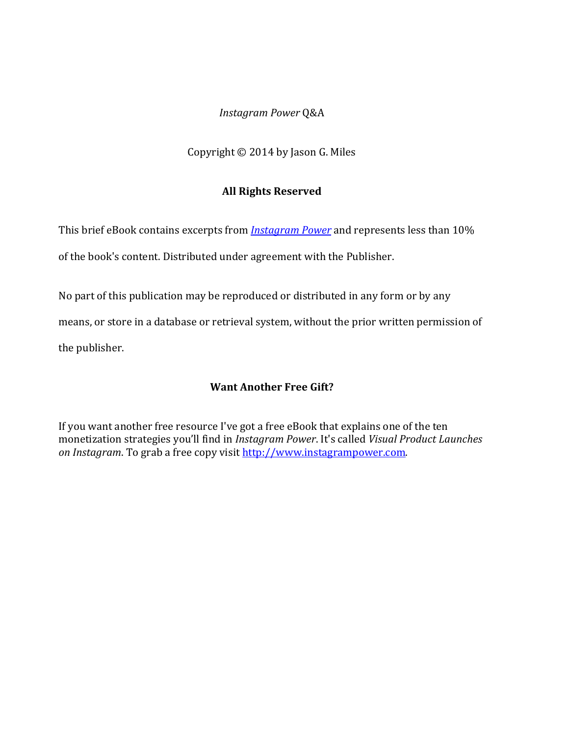*Instagram Power* Q&A

Copyright © 2014 by Jason G. Miles

**All Rights Reserved**

This brief eBook contains excerpts from *[Instagram Power]()* and represents less than 10% of the book's content. Distributed under agreement with the Publisher.

No part of this publication may be reproduced or distributed in any form or by any means, or store in a database or retrieval system, without the prior written permission of the publisher.

**Want Another Free Gift?**

If you want another free resource I've got a free eBook that explains one of the ten monetization strategies you'll find in *Instagram Power*. It's called *Visual Product Launches on Instagram*. To grab a free copy visit [http://www.instagrampower.com](http://www.instagrampower.com).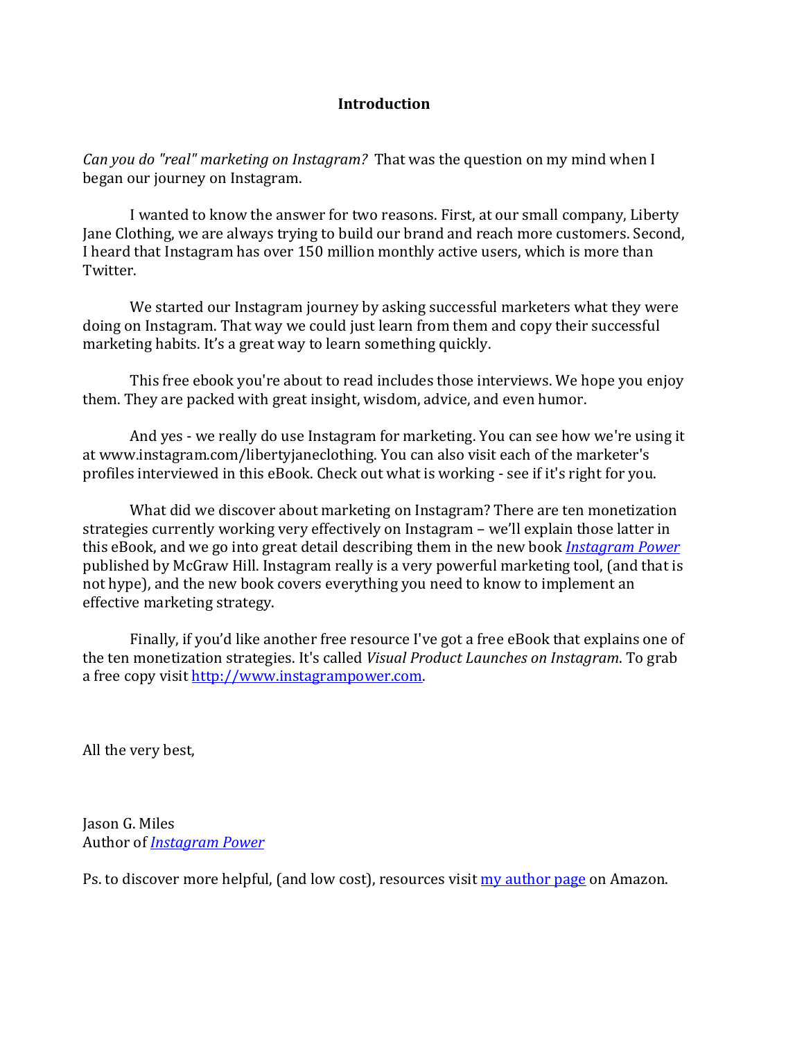# Introduction

*Can you do "real" marketing on Instagram?* That was the question on my mind when I began our journey on Instagram.

I wanted to know the answer for two reasons. First, at our small company, Liberty Jane Clothing, we are always trying to build our brand and reach more customers. Second, I heard that Instagram has over 150 million monthly active users, which is more than Twitter.

We started our Instagram journey by asking successful marketers what they were doing on Instagram. That way we could just learn from them and copy their successful marketing habits. It's a great way to learn something quickly.

This free ebook you're about to read includes those interviews. We hope you enjoy them. They are packed with great insight, wisdom, advice, and even humor.

And yes - we really do use Instagram for marketing. You can see how we're using it at www.instagram.com/libertyjaneclothing. You can also visit each of the marketer's profiles interviewed in this eBook. Check out what is working - see if it's right for you.

What did we discover about marketing on Instagram? There are ten monetization strategies currently working very effectively on Instagram – we'll explain those latter in this eBook, and we go into great detail describing them in the new book *Instagram Power* published by McGraw Hill. Instagram really is a very powerful marketing tool, (and that is not hype), and the new book covers everything you need to know to implement an effective marketing strategy.

Finally, if you'd like another free resource I've got a free eBook that explains one of the ten monetization strategies. It's called *Visual Product Launches on Instagram*. To grab a free copy visit http://www.instagrampower.com.

All the very best,

Jason G. Miles
Author of *Instagram Power*

Ps. to discover more helpful, (and low cost), resources visit my author page on Amazon.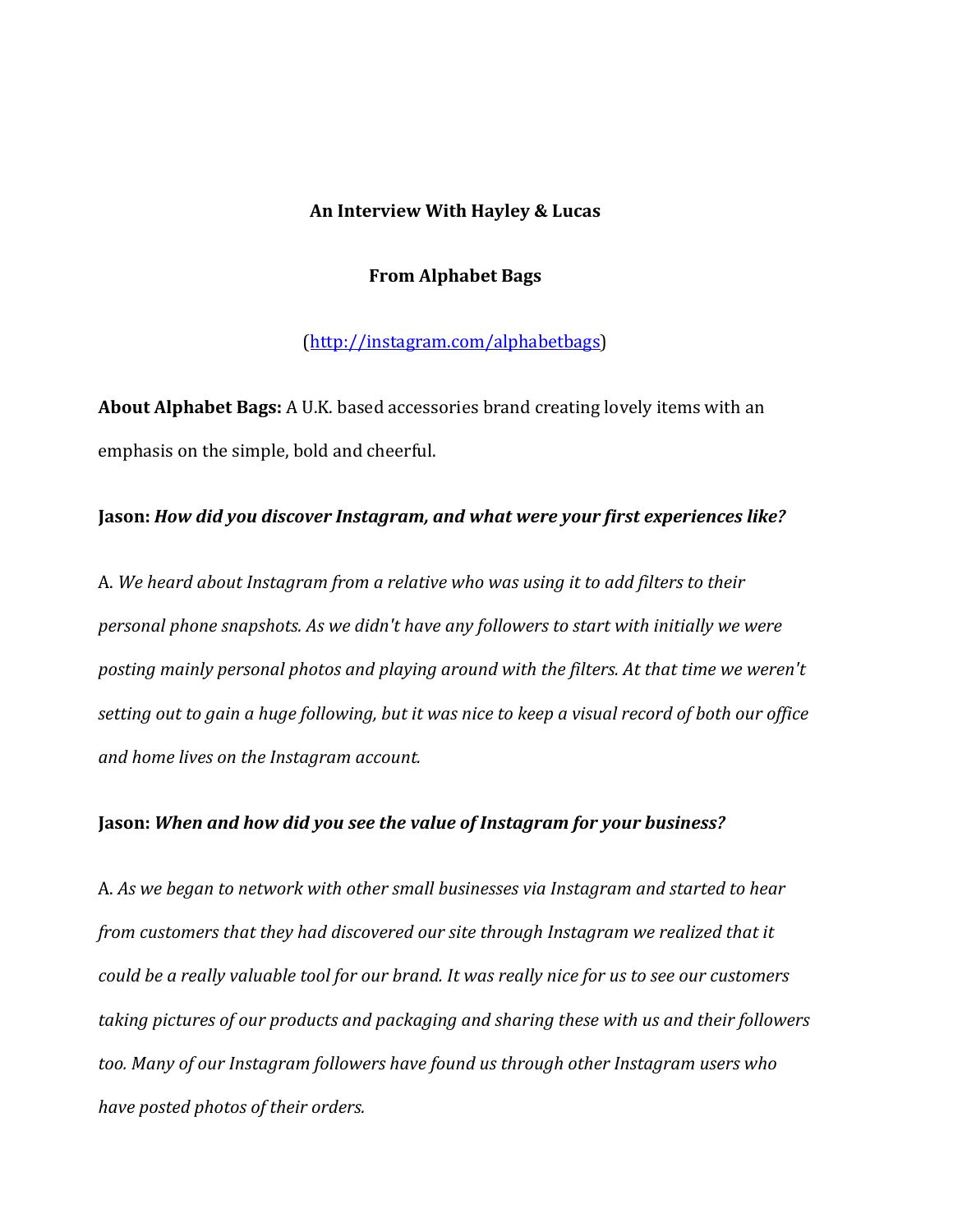**An Interview With Hayley & Lucas**

**From Alphabet Bags**

([http://instagram.com/alphabetbags](http://instagram.com/alphabetbags))

**About Alphabet Bags:** A U.K. based accessories brand creating lovely items with an emphasis on the simple, bold and cheerful.

**Jason:** ***How did you discover Instagram, and what were your first experiences like?***

A. *We heard about Instagram from a relative who was using it to add filters to their personal phone snapshots. As we didn't have any followers to start with initially we were posting mainly personal photos and playing around with the filters. At that time we weren't setting out to gain a huge following, but it was nice to keep a visual record of both our office and home lives on the Instagram account.*

**Jason:** ***When and how did you see the value of Instagram for your business?***

A. *As we began to network with other small businesses via Instagram and started to hear from customers that they had discovered our site through Instagram we realized that it could be a really valuable tool for our brand. It was really nice for us to see our customers taking pictures of our products and packaging and sharing these with us and their followers too. Many of our Instagram followers have found us through other Instagram users who have posted photos of their orders.*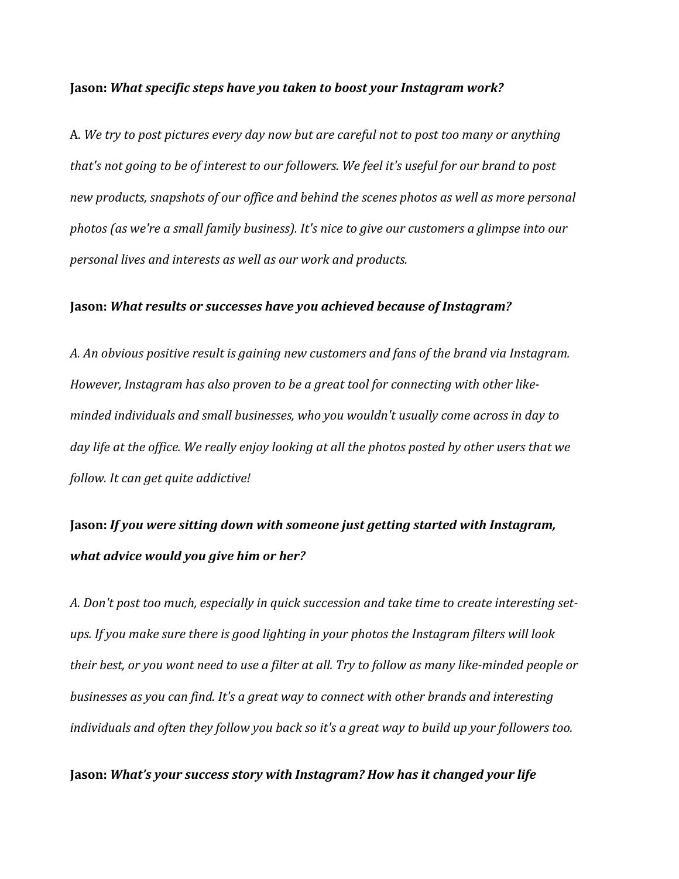**Jason:** ***What specific steps have you taken to boost your Instagram work?***

A. *We try to post pictures every day now but are careful not to post too many or anything that's not going to be of interest to our followers. We feel it's useful for our brand to post new products, snapshots of our office and behind the scenes photos as well as more personal photos (as we're a small family business). It's nice to give our customers a glimpse into our personal lives and interests as well as our work and products.*

**Jason:** ***What results or successes have you achieved because of Instagram?***

*A. An obvious positive result is gaining new customers and fans of the brand via Instagram. However, Instagram has also proven to be a great tool for connecting with other like-minded individuals and small businesses, who you wouldn't usually come across in day to day life at the office. We really enjoy looking at all the photos posted by other users that we follow. It can get quite addictive!*

**Jason:** ***If you were sitting down with someone just getting started with Instagram, what advice would you give him or her?***

*A. Don't post too much, especially in quick succession and take time to create interesting set-ups. If you make sure there is good lighting in your photos the Instagram filters will look their best, or you wont need to use a filter at all. Try to follow as many like-minded people or businesses as you can find. It's a great way to connect with other brands and interesting individuals and often they follow you back so it's a great way to build up your followers too.*

**Jason:** ***What's your success story with Instagram? How has it changed your life***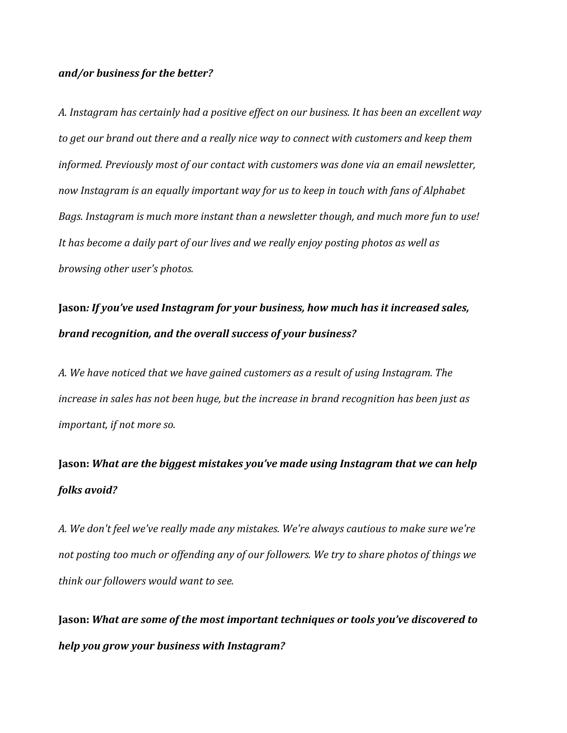***and/or business for the better?***

*A. Instagram has certainly had a positive effect on our business. It has been an excellent way to get our brand out there and a really nice way to connect with customers and keep them informed. Previously most of our contact with customers was done via an email newsletter, now Instagram is an equally important way for us to keep in touch with fans of Alphabet Bags. Instagram is much more instant than a newsletter though, and much more fun to use! It has become a daily part of our lives and we really enjoy posting photos as well as browsing other user's photos.*

**Jason*****: If you've used Instagram for your business, how much has it increased sales, brand recognition, and the overall success of your business?***

*A. We have noticed that we have gained customers as a result of using Instagram. The increase in sales has not been huge, but the increase in brand recognition has been just as important, if not more so.*

**Jason:** ***What are the biggest mistakes you've made using Instagram that we can help folks avoid?***

*A. We don't feel we've really made any mistakes. We're always cautious to make sure we're not posting too much or offending any of our followers. We try to share photos of things we think our followers would want to see.*

**Jason:** ***What are some of the most important techniques or tools you've discovered to help you grow your business with Instagram?***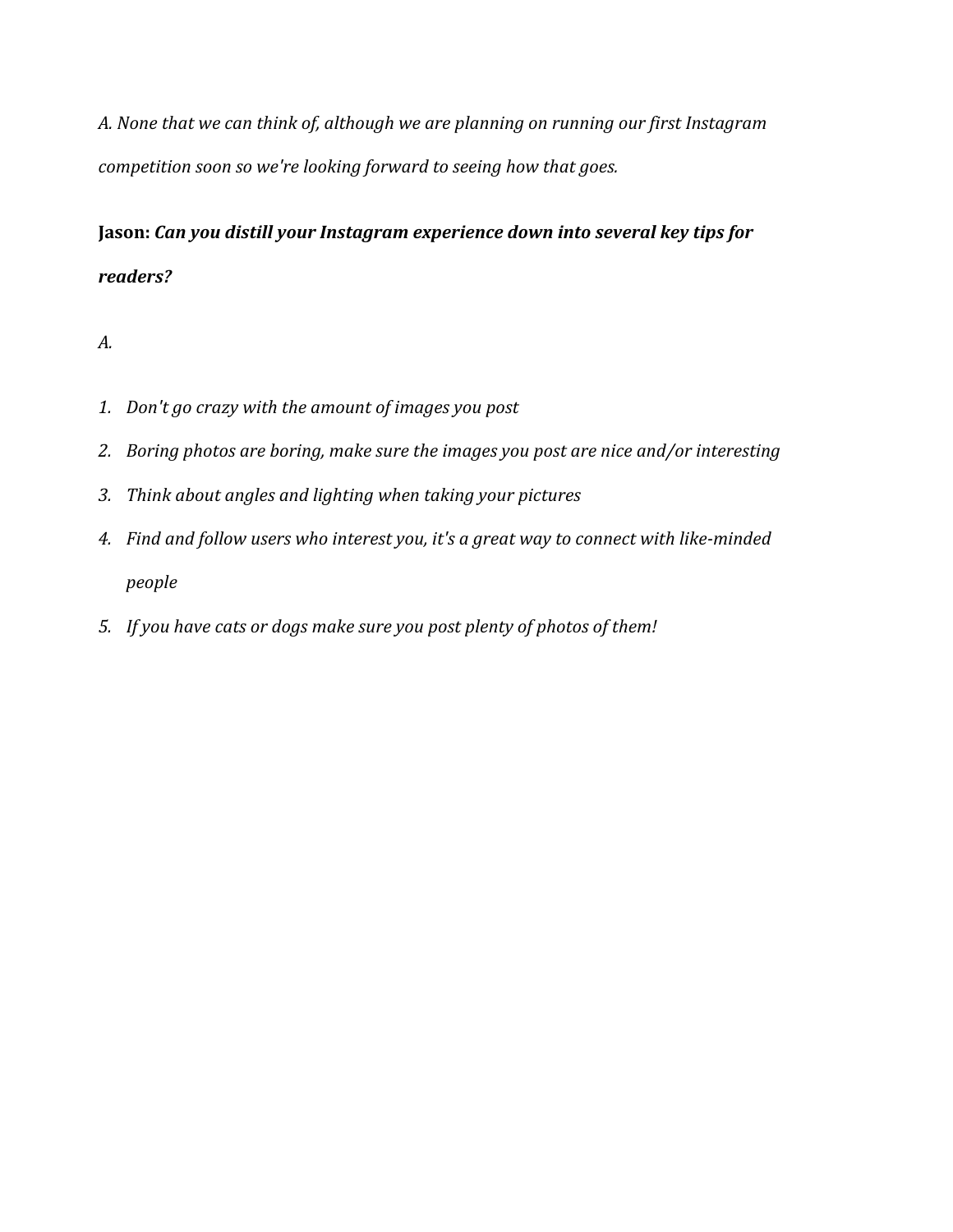*A. None that we can think of, although we are planning on running our first Instagram competition soon so we're looking forward to seeing how that goes.*

**Jason:** ***Can you distill your Instagram experience down into several key tips for readers?***

*A.*

1. *Don't go crazy with the amount of images you post*
2. *Boring photos are boring, make sure the images you post are nice and/or interesting*
3. *Think about angles and lighting when taking your pictures*
4. *Find and follow users who interest you, it's a great way to connect with like-minded people*
5. *If you have cats or dogs make sure you post plenty of photos of them!*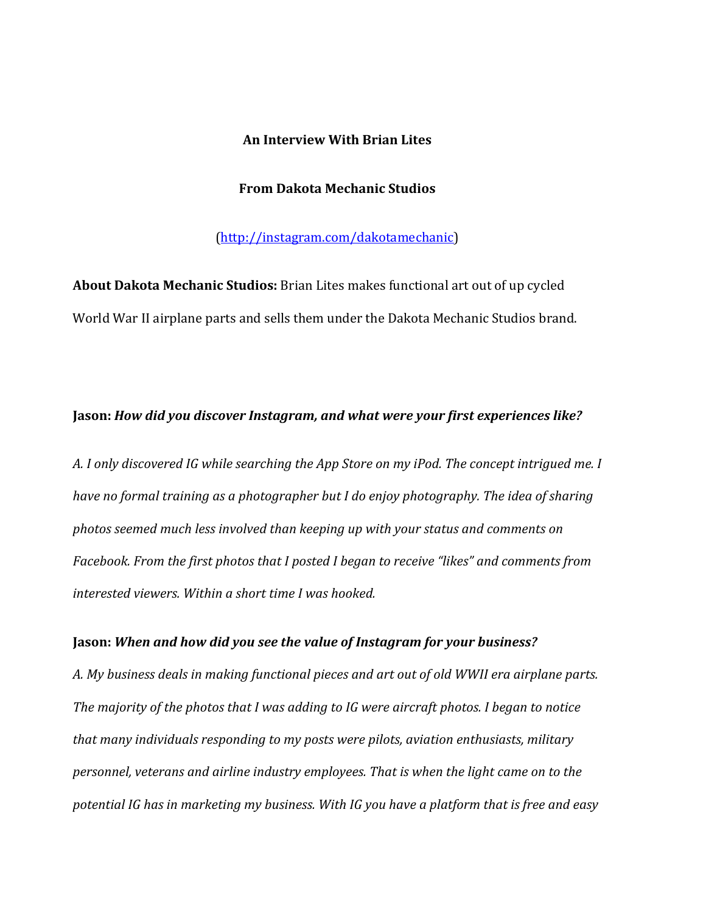**An Interview With Brian Lites**

**From Dakota Mechanic Studios**

([http://instagram.com/dakotamechanic](http://instagram.com/dakotamechanic))

**About Dakota Mechanic Studios:** Brian Lites makes functional art out of up cycled World War II airplane parts and sells them under the Dakota Mechanic Studios brand.

**Jason:** ***How did you discover Instagram, and what were your first experiences like?***

*A. I only discovered IG while searching the App Store on my iPod. The concept intrigued me. I have no formal training as a photographer but I do enjoy photography. The idea of sharing photos seemed much less involved than keeping up with your status and comments on Facebook. From the first photos that I posted I began to receive "likes" and comments from interested viewers. Within a short time I was hooked.*

**Jason:** ***When and how did you see the value of Instagram for your business?***

*A. My business deals in making functional pieces and art out of old WWII era airplane parts. The majority of the photos that I was adding to IG were aircraft photos. I began to notice that many individuals responding to my posts were pilots, aviation enthusiasts, military personnel, veterans and airline industry employees. That is when the light came on to the potential IG has in marketing my business. With IG you have a platform that is free and easy*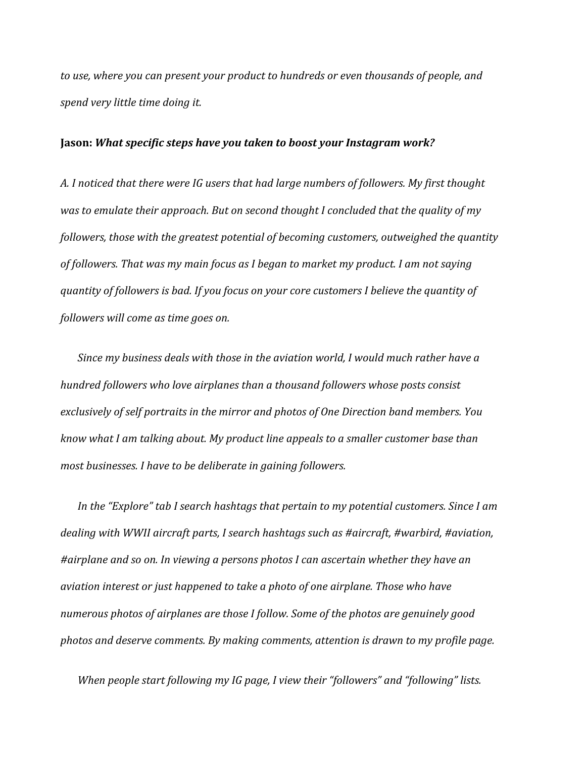*to use, where you can present your product to hundreds or even thousands of people, and spend very little time doing it.*

**Jason:** ***What specific steps have you taken to boost your Instagram work?***

*A. I noticed that there were IG users that had large numbers of followers. My first thought was to emulate their approach. But on second thought I concluded that the quality of my followers, those with the greatest potential of becoming customers, outweighed the quantity of followers. That was my main focus as I began to market my product. I am not saying quantity of followers is bad. If you focus on your core customers I believe the quantity of followers will come as time goes on.*

*Since my business deals with those in the aviation world, I would much rather have a hundred followers who love airplanes than a thousand followers whose posts consist exclusively of self portraits in the mirror and photos of One Direction band members. You know what I am talking about. My product line appeals to a smaller customer base than most businesses. I have to be deliberate in gaining followers.*

*In the "Explore" tab I search hashtags that pertain to my potential customers. Since I am dealing with WWII aircraft parts, I search hashtags such as #aircraft, #warbird, #aviation, #airplane and so on. In viewing a persons photos I can ascertain whether they have an aviation interest or just happened to take a photo of one airplane. Those who have numerous photos of airplanes are those I follow. Some of the photos are genuinely good photos and deserve comments. By making comments, attention is drawn to my profile page.*

*When people start following my IG page, I view their "followers" and "following" lists.*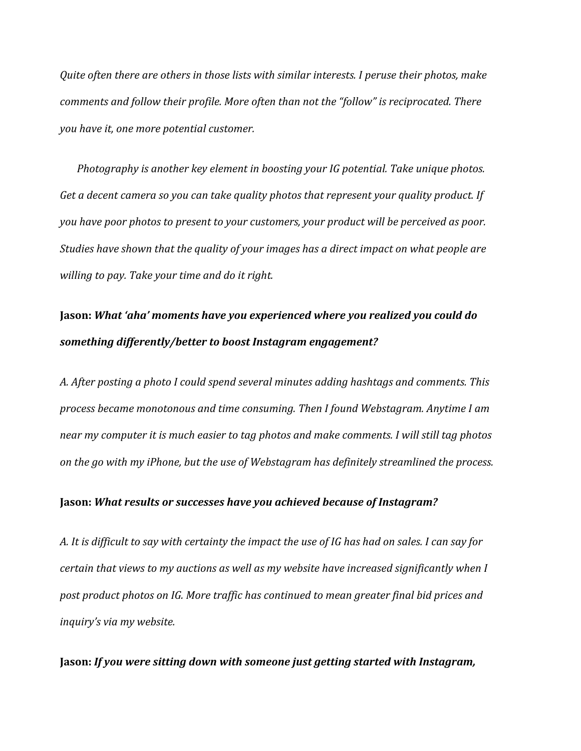*Quite often there are others in those lists with similar interests. I peruse their photos, make comments and follow their profile. More often than not the "follow" is reciprocated. There you have it, one more potential customer.*

*Photography is another key element in boosting your IG potential. Take unique photos. Get a decent camera so you can take quality photos that represent your quality product. If you have poor photos to present to your customers, your product will be perceived as poor. Studies have shown that the quality of your images has a direct impact on what people are willing to pay. Take your time and do it right.*

**Jason:** ***What 'aha' moments have you experienced where you realized you could do something differently/better to boost Instagram engagement?***

*A. After posting a photo I could spend several minutes adding hashtags and comments. This process became monotonous and time consuming. Then I found Webstagram. Anytime I am near my computer it is much easier to tag photos and make comments. I will still tag photos on the go with my iPhone, but the use of Webstagram has definitely streamlined the process.*

**Jason:** ***What results or successes have you achieved because of Instagram?***

*A. It is difficult to say with certainty the impact the use of IG has had on sales. I can say for certain that views to my auctions as well as my website have increased significantly when I post product photos on IG. More traffic has continued to mean greater final bid prices and inquiry's via my website.*

**Jason:** ***If you were sitting down with someone just getting started with Instagram,***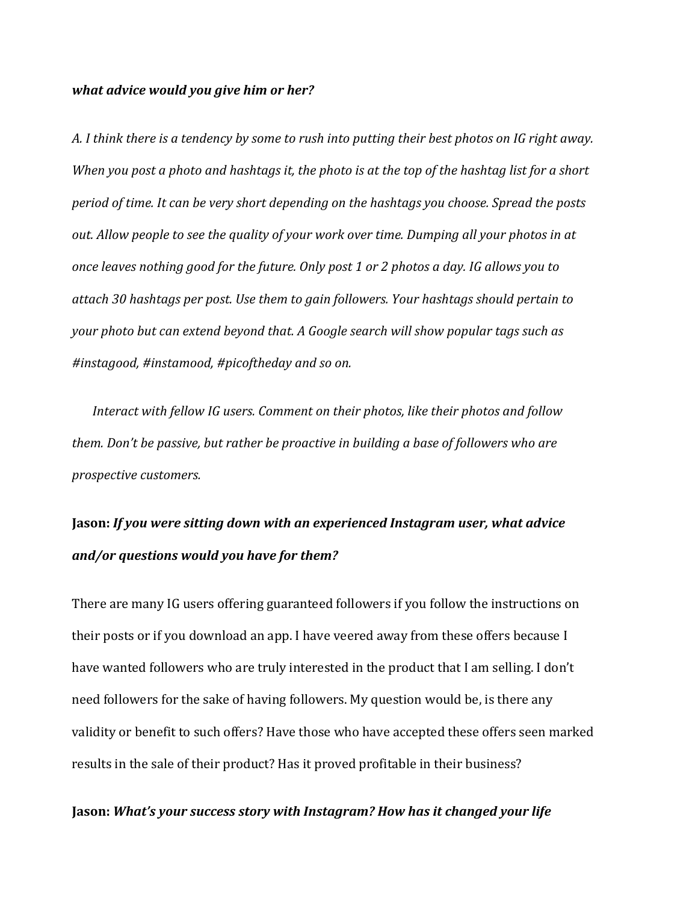***what advice would you give him or her?***

*A. I think there is a tendency by some to rush into putting their best photos on IG right away. When you post a photo and hashtags it, the photo is at the top of the hashtag list for a short period of time. It can be very short depending on the hashtags you choose. Spread the posts out. Allow people to see the quality of your work over time. Dumping all your photos in at once leaves nothing good for the future. Only post 1 or 2 photos a day. IG allows you to attach 30 hashtags per post. Use them to gain followers. Your hashtags should pertain to your photo but can extend beyond that. A Google search will show popular tags such as #instagood, #instamood, #picoftheday and so on.*

*Interact with fellow IG users. Comment on their photos, like their photos and follow them. Don't be passive, but rather be proactive in building a base of followers who are prospective customers.*

**Jason:** ***If you were sitting down with an experienced Instagram user, what advice and/or questions would you have for them?***

There are many IG users offering guaranteed followers if you follow the instructions on their posts or if you download an app. I have veered away from these offers because I have wanted followers who are truly interested in the product that I am selling. I don't need followers for the sake of having followers. My question would be, is there any validity or benefit to such offers? Have those who have accepted these offers seen marked results in the sale of their product? Has it proved profitable in their business?

**Jason:** ***What's your success story with Instagram? How has it changed your life***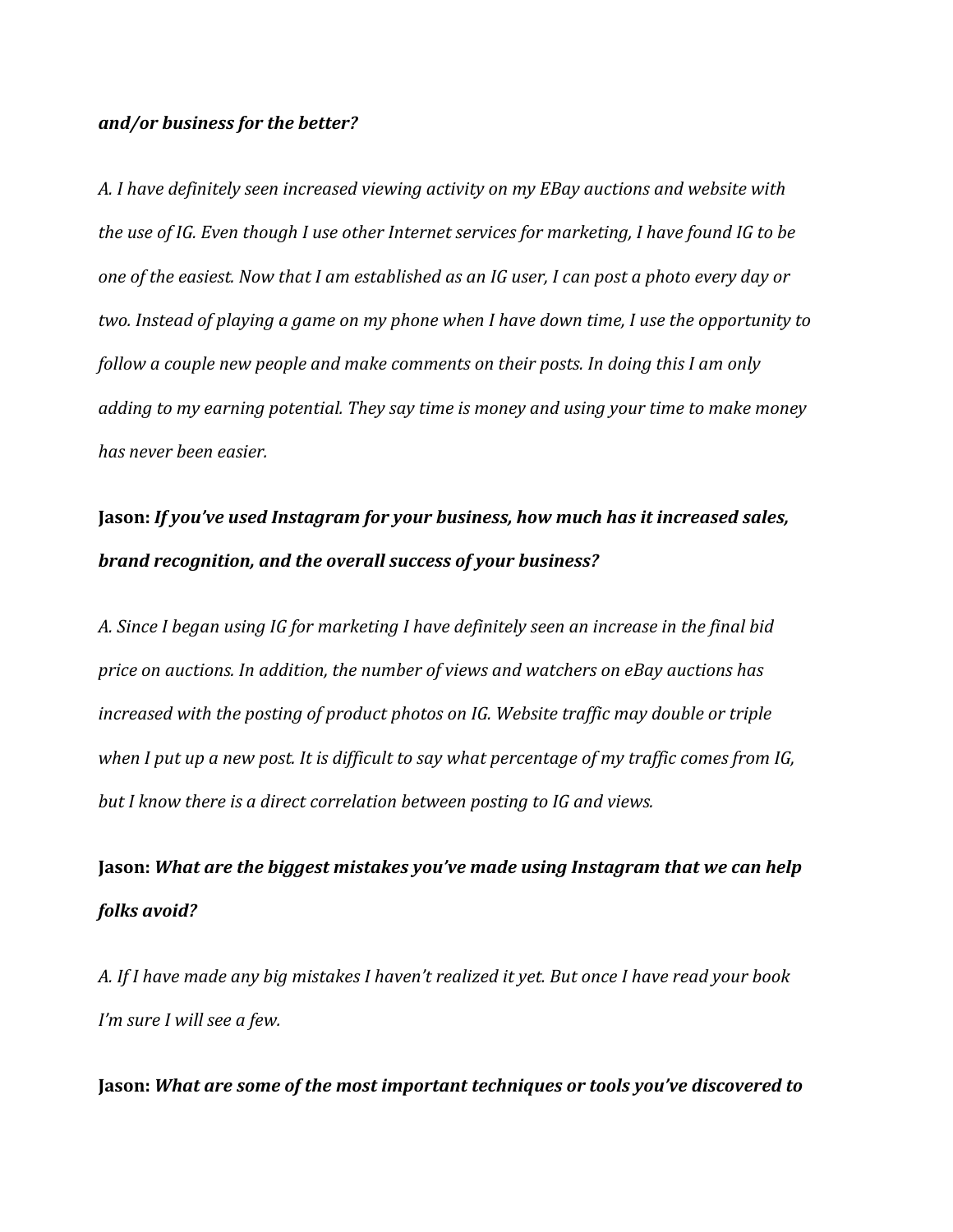***and/or business for the better?***

*A. I have definitely seen increased viewing activity on my EBay auctions and website with the use of IG. Even though I use other Internet services for marketing, I have found IG to be one of the easiest. Now that I am established as an IG user, I can post a photo every day or two. Instead of playing a game on my phone when I have down time, I use the opportunity to follow a couple new people and make comments on their posts. In doing this I am only adding to my earning potential. They say time is money and using your time to make money has never been easier.*

**Jason:** ***If you've used Instagram for your business, how much has it increased sales, brand recognition, and the overall success of your business?***

*A. Since I began using IG for marketing I have definitely seen an increase in the final bid price on auctions. In addition, the number of views and watchers on eBay auctions has increased with the posting of product photos on IG. Website traffic may double or triple when I put up a new post. It is difficult to say what percentage of my traffic comes from IG, but I know there is a direct correlation between posting to IG and views.*

**Jason:** ***What are the biggest mistakes you've made using Instagram that we can help folks avoid?***

*A. If I have made any big mistakes I haven't realized it yet. But once I have read your book I'm sure I will see a few.*

**Jason:** ***What are some of the most important techniques or tools you've discovered to***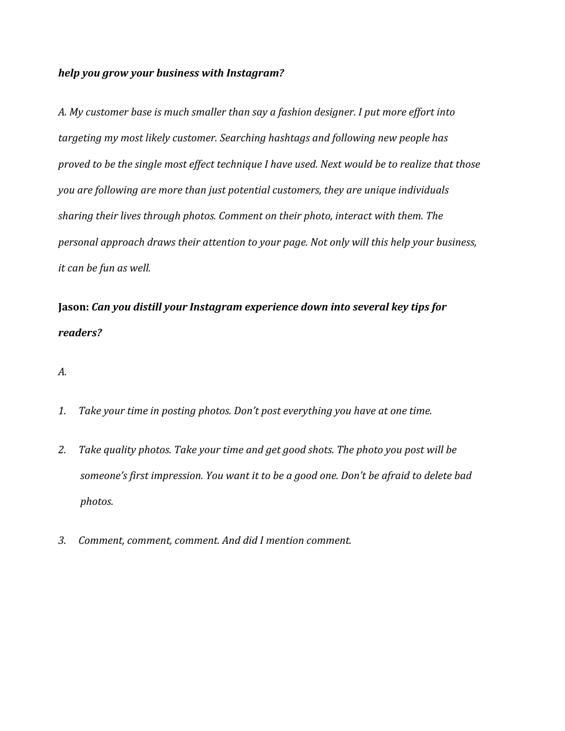***help you grow your business with Instagram?***

*A. My customer base is much smaller than say a fashion designer. I put more effort into targeting my most likely customer. Searching hashtags and following new people has proved to be the single most effect technique I have used. Next would be to realize that those you are following are more than just potential customers, they are unique individuals sharing their lives through photos. Comment on their photo, interact with them. The personal approach draws their attention to your page. Not only will this help your business, it can be fun as well.*

**Jason:** ***Can you distill your Instagram experience down into several key tips for readers?***

*A.*

1. *Take your time in posting photos. Don't post everything you have at one time.*

2. *Take quality photos. Take your time and get good shots. The photo you post will be someone's first impression. You want it to be a good one. Don't be afraid to delete bad photos.*

3. *Comment, comment, comment. And did I mention comment.*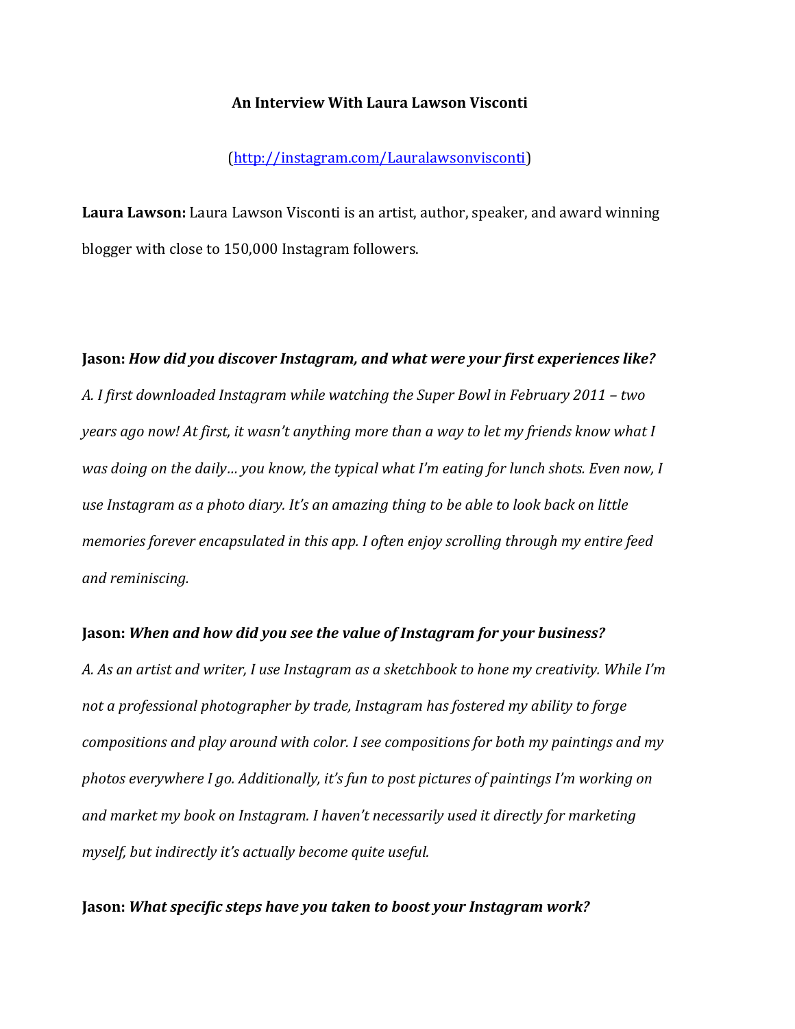**An Interview With Laura Lawson Visconti**

([http://instagram.com/Lauralawsonvisconti](http://instagram.com/Lauralawsonvisconti))

**Laura Lawson:** Laura Lawson Visconti is an artist, author, speaker, and award winning blogger with close to 150,000 Instagram followers.

**Jason:** ***How did you discover Instagram, and what were your first experiences like?***

*A. I first downloaded Instagram while watching the Super Bowl in February 2011 – two years ago now! At first, it wasn't anything more than a way to let my friends know what I was doing on the daily… you know, the typical what I'm eating for lunch shots. Even now, I use Instagram as a photo diary. It's an amazing thing to be able to look back on little memories forever encapsulated in this app. I often enjoy scrolling through my entire feed and reminiscing.*

**Jason:** ***When and how did you see the value of Instagram for your business?***

*A. As an artist and writer, I use Instagram as a sketchbook to hone my creativity. While I'm not a professional photographer by trade, Instagram has fostered my ability to forge compositions and play around with color. I see compositions for both my paintings and my photos everywhere I go. Additionally, it's fun to post pictures of paintings I'm working on and market my book on Instagram. I haven't necessarily used it directly for marketing myself, but indirectly it's actually become quite useful.*

**Jason:** ***What specific steps have you taken to boost your Instagram work?***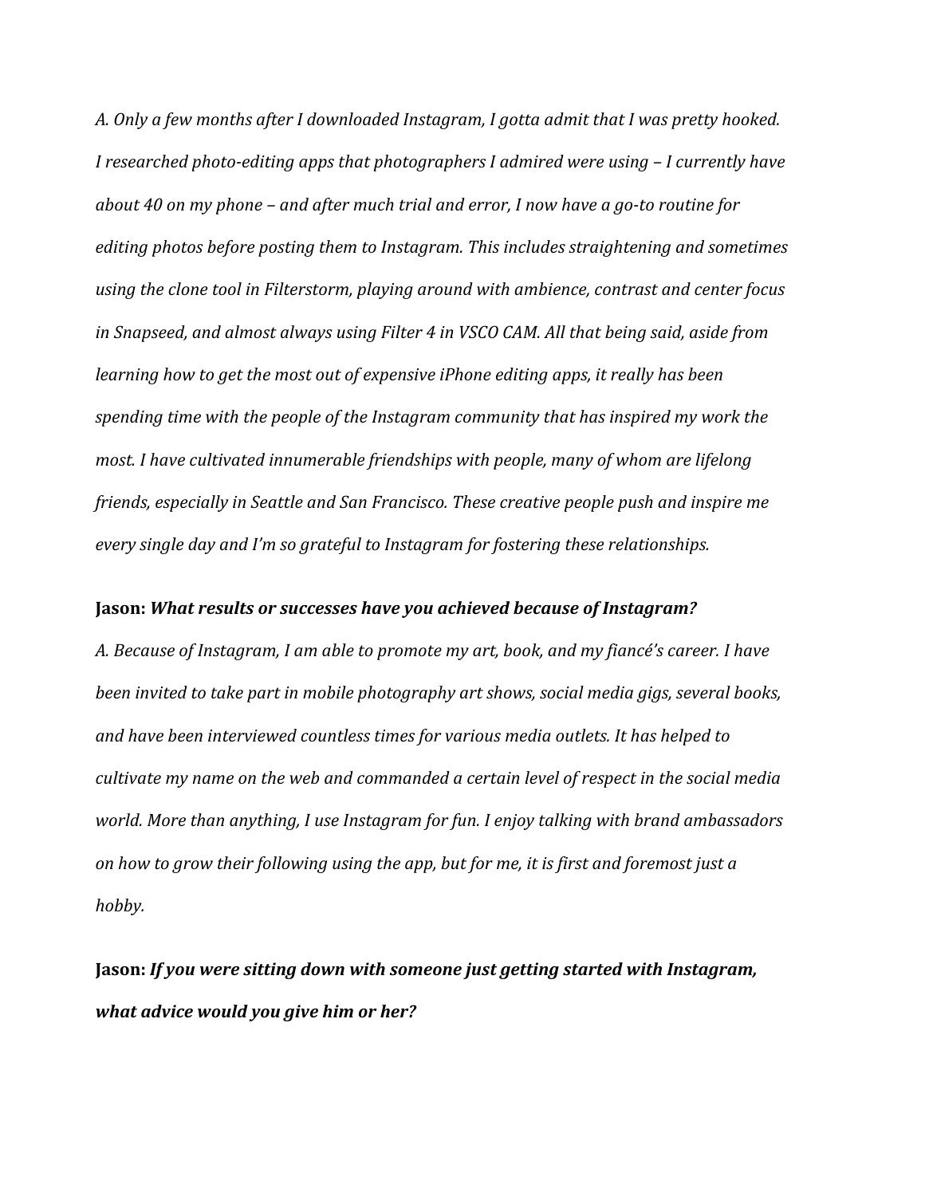*A. Only a few months after I downloaded Instagram, I gotta admit that I was pretty hooked. I researched photo-editing apps that photographers I admired were using – I currently have about 40 on my phone – and after much trial and error, I now have a go-to routine for editing photos before posting them to Instagram. This includes straightening and sometimes using the clone tool in Filterstorm, playing around with ambience, contrast and center focus in Snapseed, and almost always using Filter 4 in VSCO CAM. All that being said, aside from learning how to get the most out of expensive iPhone editing apps, it really has been spending time with the people of the Instagram community that has inspired my work the most. I have cultivated innumerable friendships with people, many of whom are lifelong friends, especially in Seattle and San Francisco. These creative people push and inspire me every single day and I'm so grateful to Instagram for fostering these relationships.*

**Jason:** ***What results or successes have you achieved because of Instagram?***

*A. Because of Instagram, I am able to promote my art, book, and my fiancé's career. I have been invited to take part in mobile photography art shows, social media gigs, several books, and have been interviewed countless times for various media outlets. It has helped to cultivate my name on the web and commanded a certain level of respect in the social media world. More than anything, I use Instagram for fun. I enjoy talking with brand ambassadors on how to grow their following using the app, but for me, it is first and foremost just a hobby.*

**Jason:** ***If you were sitting down with someone just getting started with Instagram, what advice would you give him or her?***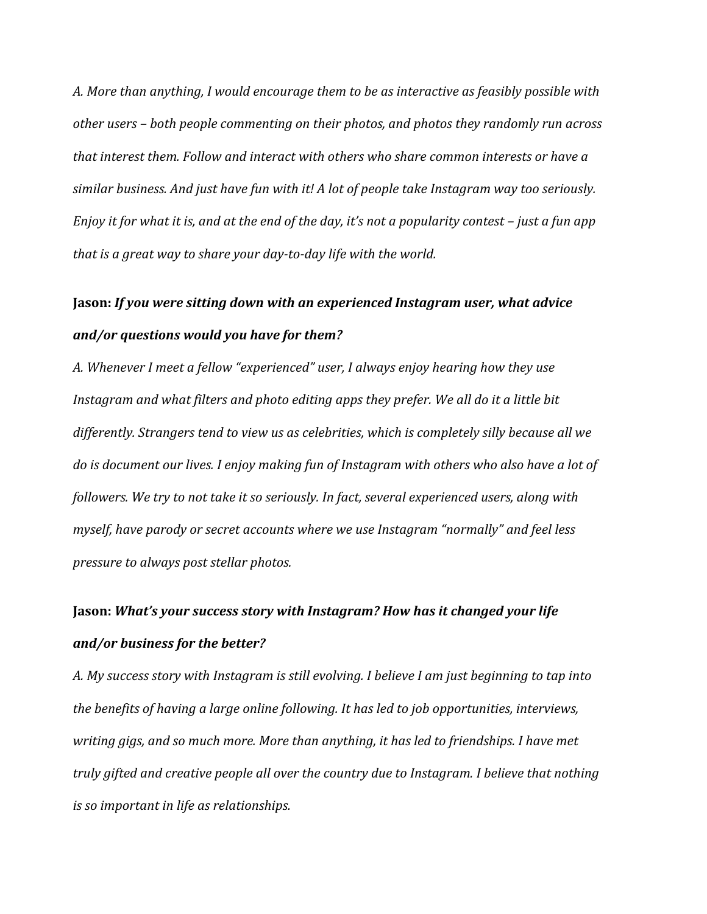*A. More than anything, I would encourage them to be as interactive as feasibly possible with other users – both people commenting on their photos, and photos they randomly run across that interest them. Follow and interact with others who share common interests or have a similar business. And just have fun with it! A lot of people take Instagram way too seriously. Enjoy it for what it is, and at the end of the day, it's not a popularity contest – just a fun app that is a great way to share your day-to-day life with the world.*

**Jason:** ***If you were sitting down with an experienced Instagram user, what advice and/or questions would you have for them?***

*A. Whenever I meet a fellow "experienced" user, I always enjoy hearing how they use Instagram and what filters and photo editing apps they prefer. We all do it a little bit differently. Strangers tend to view us as celebrities, which is completely silly because all we do is document our lives. I enjoy making fun of Instagram with others who also have a lot of followers. We try to not take it so seriously. In fact, several experienced users, along with myself, have parody or secret accounts where we use Instagram "normally" and feel less pressure to always post stellar photos.*

**Jason:** ***What's your success story with Instagram? How has it changed your life and/or business for the better?***

*A. My success story with Instagram is still evolving. I believe I am just beginning to tap into the benefits of having a large online following. It has led to job opportunities, interviews, writing gigs, and so much more. More than anything, it has led to friendships. I have met truly gifted and creative people all over the country due to Instagram. I believe that nothing is so important in life as relationships.*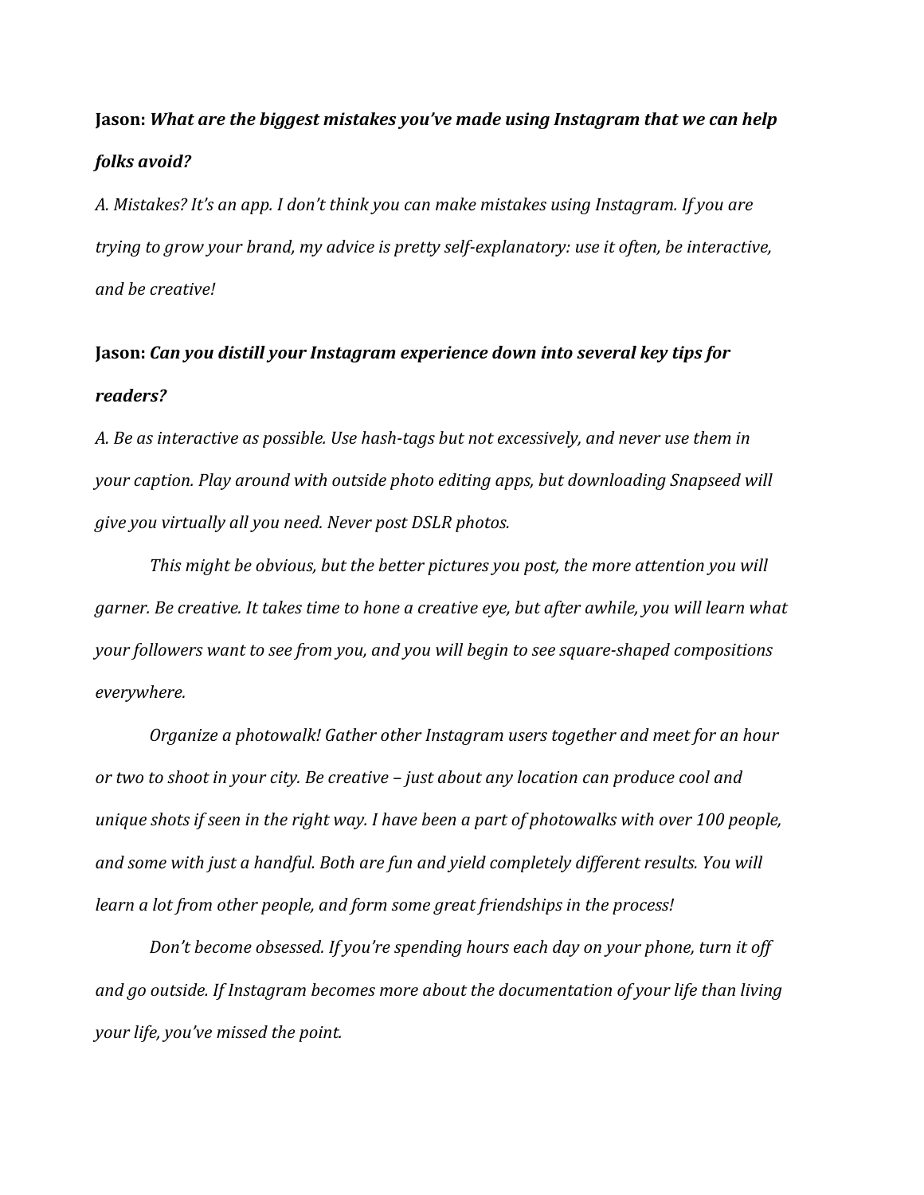**Jason:** ***What are the biggest mistakes you've made using Instagram that we can help folks avoid?***

*A. Mistakes? It's an app. I don't think you can make mistakes using Instagram. If you are trying to grow your brand, my advice is pretty self-explanatory: use it often, be interactive, and be creative!*

**Jason:** ***Can you distill your Instagram experience down into several key tips for readers?***

*A. Be as interactive as possible. Use hash-tags but not excessively, and never use them in your caption. Play around with outside photo editing apps, but downloading Snapseed will give you virtually all you need. Never post DSLR photos.*

*This might be obvious, but the better pictures you post, the more attention you will garner. Be creative. It takes time to hone a creative eye, but after awhile, you will learn what your followers want to see from you, and you will begin to see square-shaped compositions everywhere.*

*Organize a photowalk! Gather other Instagram users together and meet for an hour or two to shoot in your city. Be creative – just about any location can produce cool and unique shots if seen in the right way. I have been a part of photowalks with over 100 people, and some with just a handful. Both are fun and yield completely different results. You will learn a lot from other people, and form some great friendships in the process!*

*Don't become obsessed. If you're spending hours each day on your phone, turn it off and go outside. If Instagram becomes more about the documentation of your life than living your life, you've missed the point.*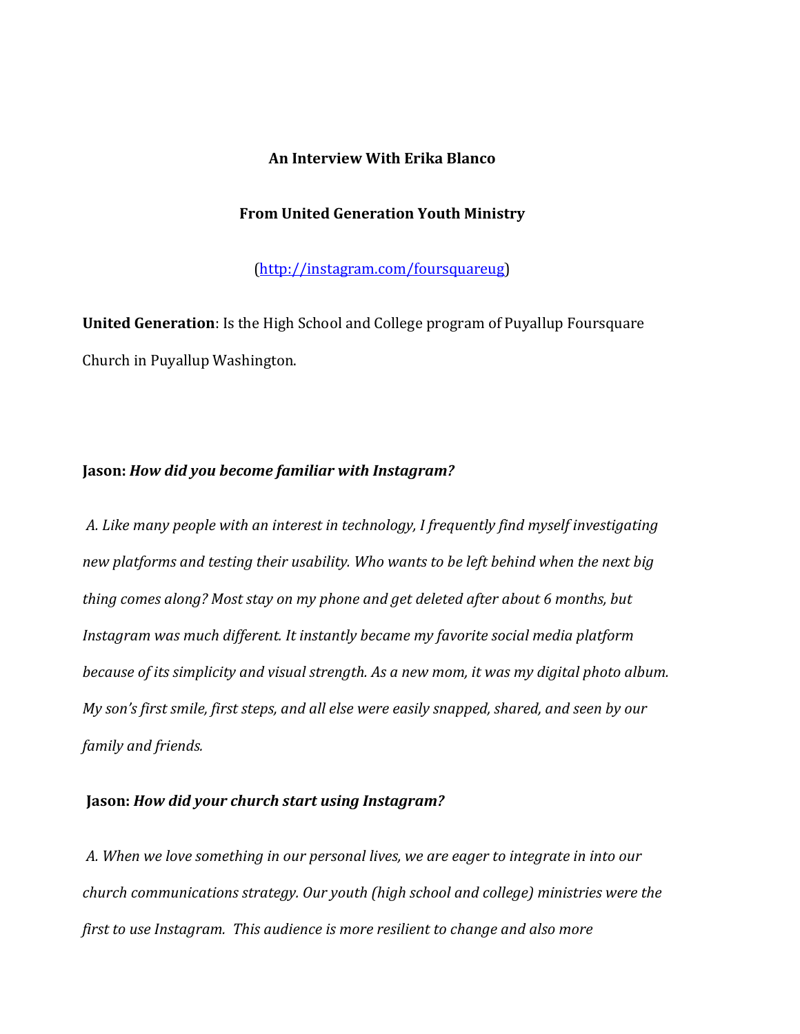**An Interview With Erika Blanco**

**From United Generation Youth Ministry**

([http://instagram.com/foursquareug](http://instagram.com/foursquareug))

**United Generation**: Is the High School and College program of Puyallup Foursquare Church in Puyallup Washington.

**Jason:** ***How did you become familiar with Instagram?***

*A. Like many people with an interest in technology, I frequently find myself investigating new platforms and testing their usability. Who wants to be left behind when the next big thing comes along? Most stay on my phone and get deleted after about 6 months, but Instagram was much different. It instantly became my favorite social media platform because of its simplicity and visual strength. As a new mom, it was my digital photo album. My son's first smile, first steps, and all else were easily snapped, shared, and seen by our family and friends.*

**Jason:** ***How did your church start using Instagram?***

*A. When we love something in our personal lives, we are eager to integrate in into our church communications strategy. Our youth (high school and college) ministries were the first to use Instagram. This audience is more resilient to change and also more*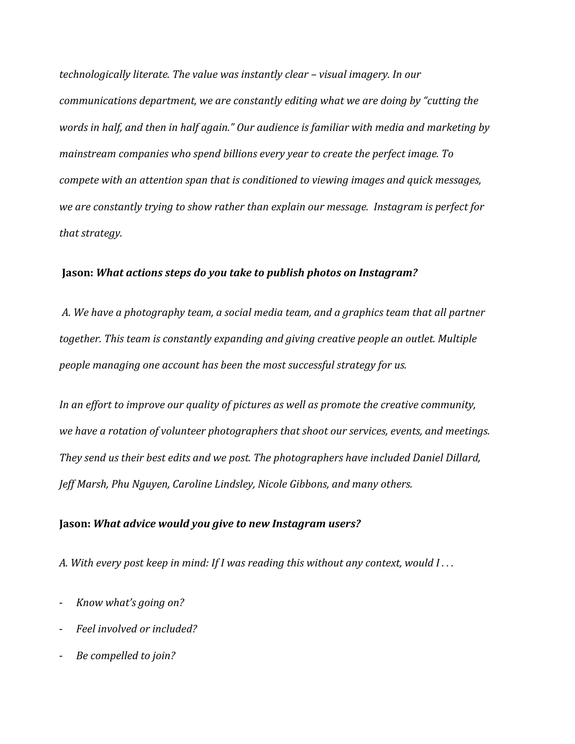*technologically literate. The value was instantly clear – visual imagery. In our communications department, we are constantly editing what we are doing by "cutting the words in half, and then in half again." Our audience is familiar with media and marketing by mainstream companies who spend billions every year to create the perfect image. To compete with an attention span that is conditioned to viewing images and quick messages, we are constantly trying to show rather than explain our message. Instagram is perfect for that strategy.*

**Jason:** ***What actions steps do you take to publish photos on Instagram?***

*A. We have a photography team, a social media team, and a graphics team that all partner together. This team is constantly expanding and giving creative people an outlet. Multiple people managing one account has been the most successful strategy for us.*

*In an effort to improve our quality of pictures as well as promote the creative community, we have a rotation of volunteer photographers that shoot our services, events, and meetings. They send us their best edits and we post. The photographers have included Daniel Dillard, Jeff Marsh, Phu Nguyen, Caroline Lindsley, Nicole Gibbons, and many others.*

**Jason:** ***What advice would you give to new Instagram users?***

*A. With every post keep in mind: If I was reading this without any context, would I . . .*

- *Know what's going on?*
- *Feel involved or included?*
- *Be compelled to join?*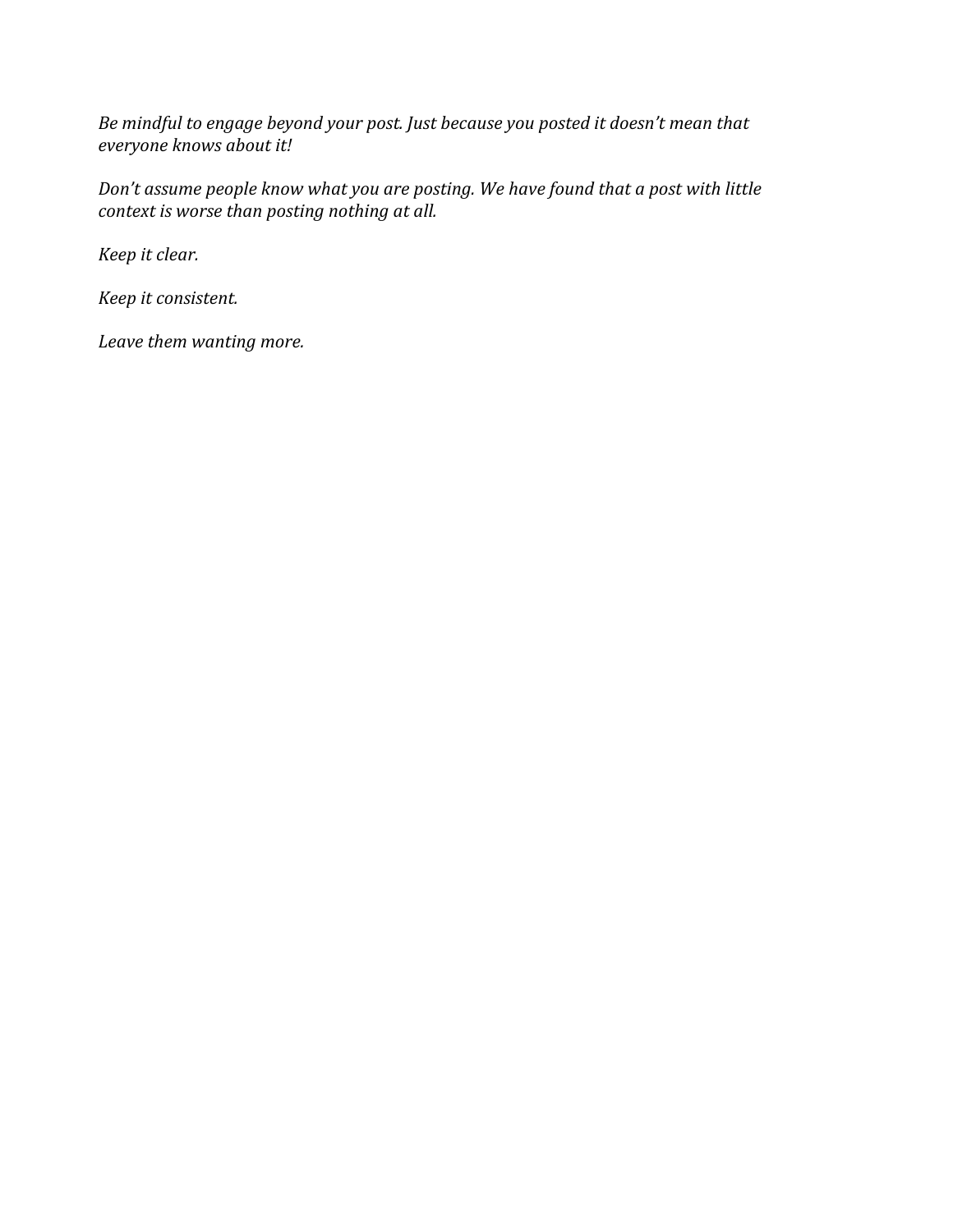*Be mindful to engage beyond your post. Just because you posted it doesn't mean that everyone knows about it!*

*Don't assume people know what you are posting. We have found that a post with little context is worse than posting nothing at all.*

*Keep it clear.*

*Keep it consistent.*

*Leave them wanting more.*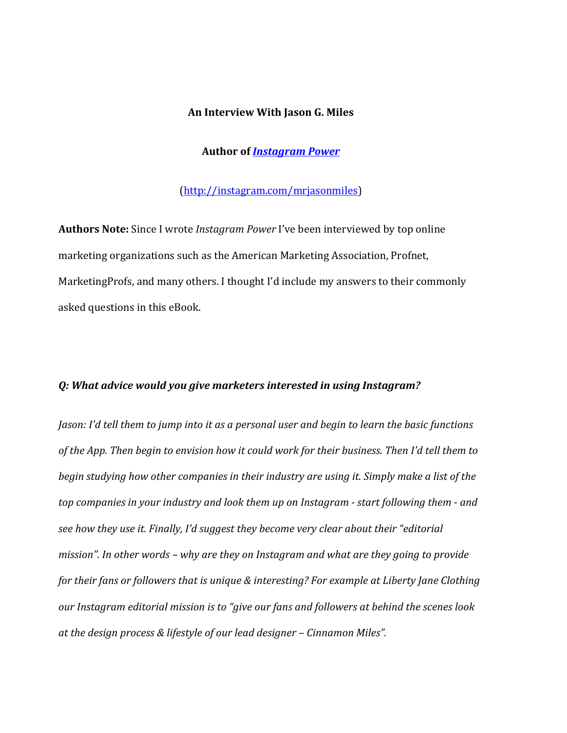**An Interview With Jason G. Miles**

**Author of *[Instagram Power](#)***

([http://instagram.com/mrjasonmiles](http://instagram.com/mrjasonmiles))

**Authors Note:** Since I wrote *Instagram Power* I've been interviewed by top online marketing organizations such as the American Marketing Association, Profnet, MarketingProfs, and many others. I thought I'd include my answers to their commonly asked questions in this eBook.

***Q: What advice would you give marketers interested in using Instagram?***

*Jason: I'd tell them to jump into it as a personal user and begin to learn the basic functions of the App. Then begin to envision how it could work for their business. Then I'd tell them to begin studying how other companies in their industry are using it. Simply make a list of the top companies in your industry and look them up on Instagram - start following them - and see how they use it. Finally, I'd suggest they become very clear about their "editorial mission". In other words – why are they on Instagram and what are they going to provide for their fans or followers that is unique & interesting? For example at Liberty Jane Clothing our Instagram editorial mission is to "give our fans and followers at behind the scenes look at the design process & lifestyle of our lead designer – Cinnamon Miles".*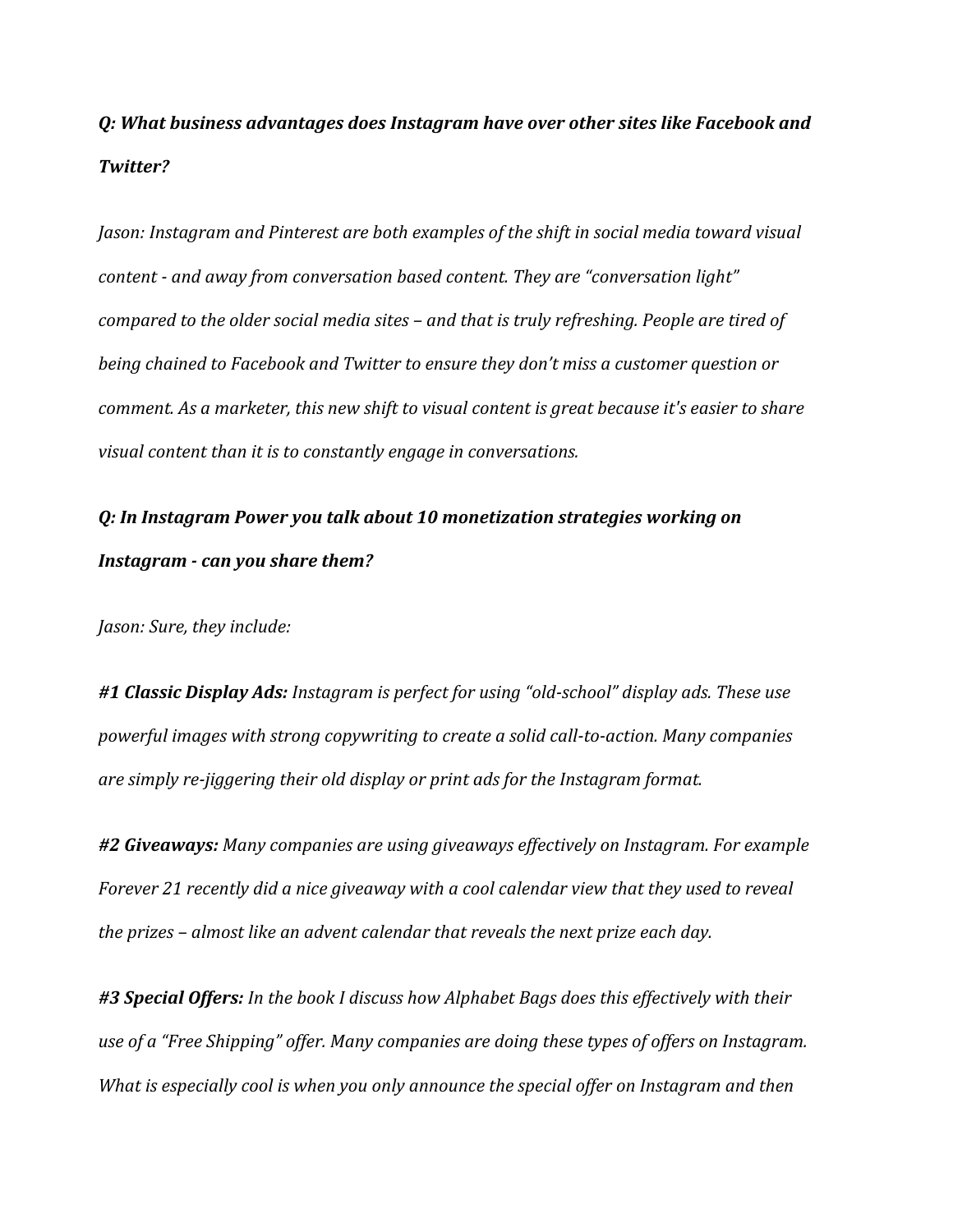***Q: What business advantages does Instagram have over other sites like Facebook and Twitter?***

*Jason: Instagram and Pinterest are both examples of the shift in social media toward visual content - and away from conversation based content. They are "conversation light" compared to the older social media sites – and that is truly refreshing. People are tired of being chained to Facebook and Twitter to ensure they don't miss a customer question or comment. As a marketer, this new shift to visual content is great because it's easier to share visual content than it is to constantly engage in conversations.*

***Q: In Instagram Power you talk about 10 monetization strategies working on Instagram - can you share them?***

*Jason: Sure, they include:*

***#1 Classic Display Ads:*** *Instagram is perfect for using "old-school" display ads. These use powerful images with strong copywriting to create a solid call-to-action. Many companies are simply re-jiggering their old display or print ads for the Instagram format.*

***#2 Giveaways:*** *Many companies are using giveaways effectively on Instagram. For example Forever 21 recently did a nice giveaway with a cool calendar view that they used to reveal the prizes – almost like an advent calendar that reveals the next prize each day.*

***#3 Special Offers:*** *In the book I discuss how Alphabet Bags does this effectively with their use of a "Free Shipping" offer. Many companies are doing these types of offers on Instagram. What is especially cool is when you only announce the special offer on Instagram and then*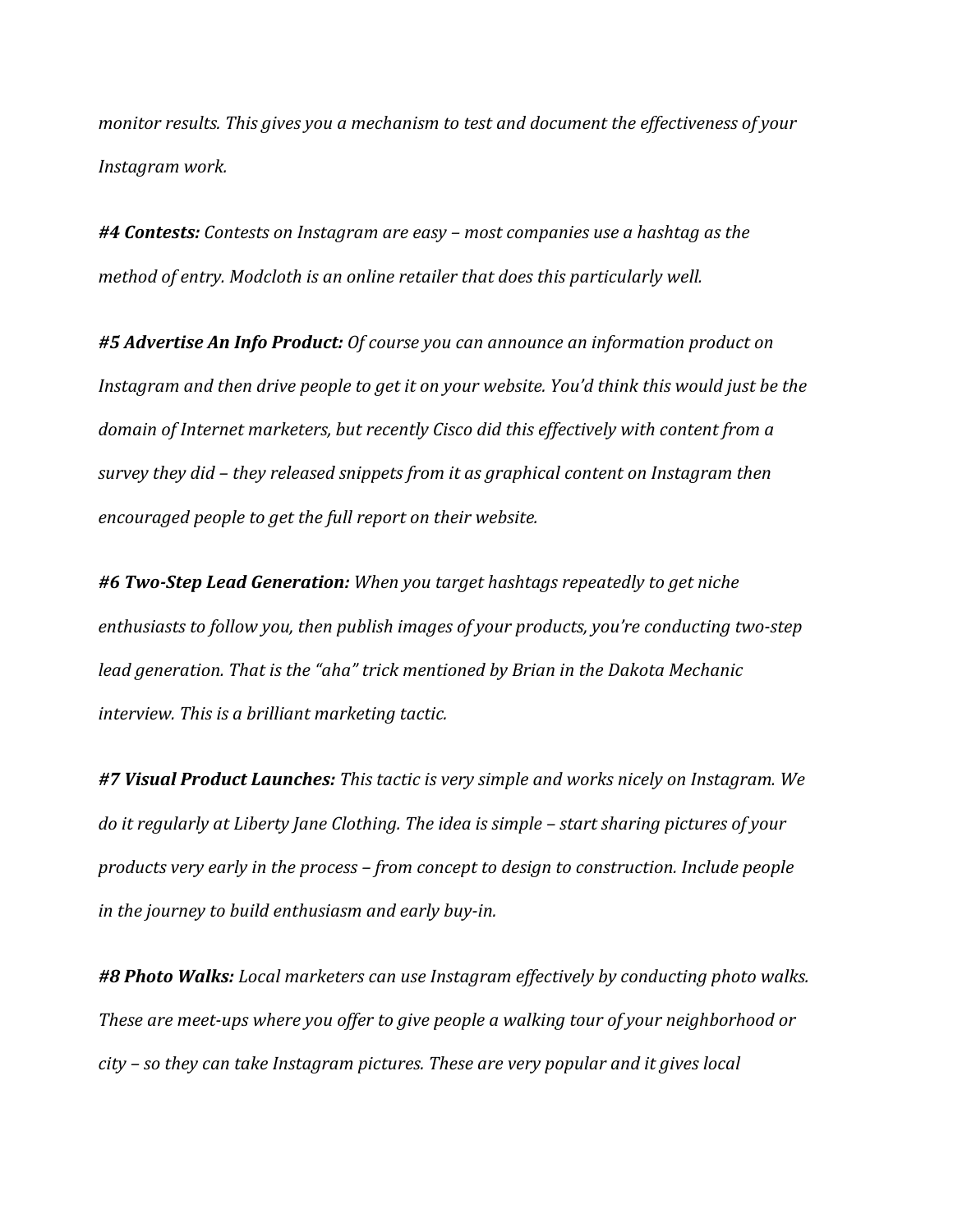*monitor results. This gives you a mechanism to test and document the effectiveness of your Instagram work.*

***#4 Contests:*** *Contests on Instagram are easy – most companies use a hashtag as the method of entry. Modcloth is an online retailer that does this particularly well.*

***#5 Advertise An Info Product:*** *Of course you can announce an information product on Instagram and then drive people to get it on your website. You'd think this would just be the domain of Internet marketers, but recently Cisco did this effectively with content from a survey they did – they released snippets from it as graphical content on Instagram then encouraged people to get the full report on their website.*

***#6 Two-Step Lead Generation:*** *When you target hashtags repeatedly to get niche enthusiasts to follow you, then publish images of your products, you're conducting two-step lead generation. That is the "aha" trick mentioned by Brian in the Dakota Mechanic interview. This is a brilliant marketing tactic.*

***#7 Visual Product Launches:*** *This tactic is very simple and works nicely on Instagram. We do it regularly at Liberty Jane Clothing. The idea is simple – start sharing pictures of your products very early in the process – from concept to design to construction. Include people in the journey to build enthusiasm and early buy-in.*

***#8 Photo Walks:*** *Local marketers can use Instagram effectively by conducting photo walks. These are meet-ups where you offer to give people a walking tour of your neighborhood or city – so they can take Instagram pictures. These are very popular and it gives local*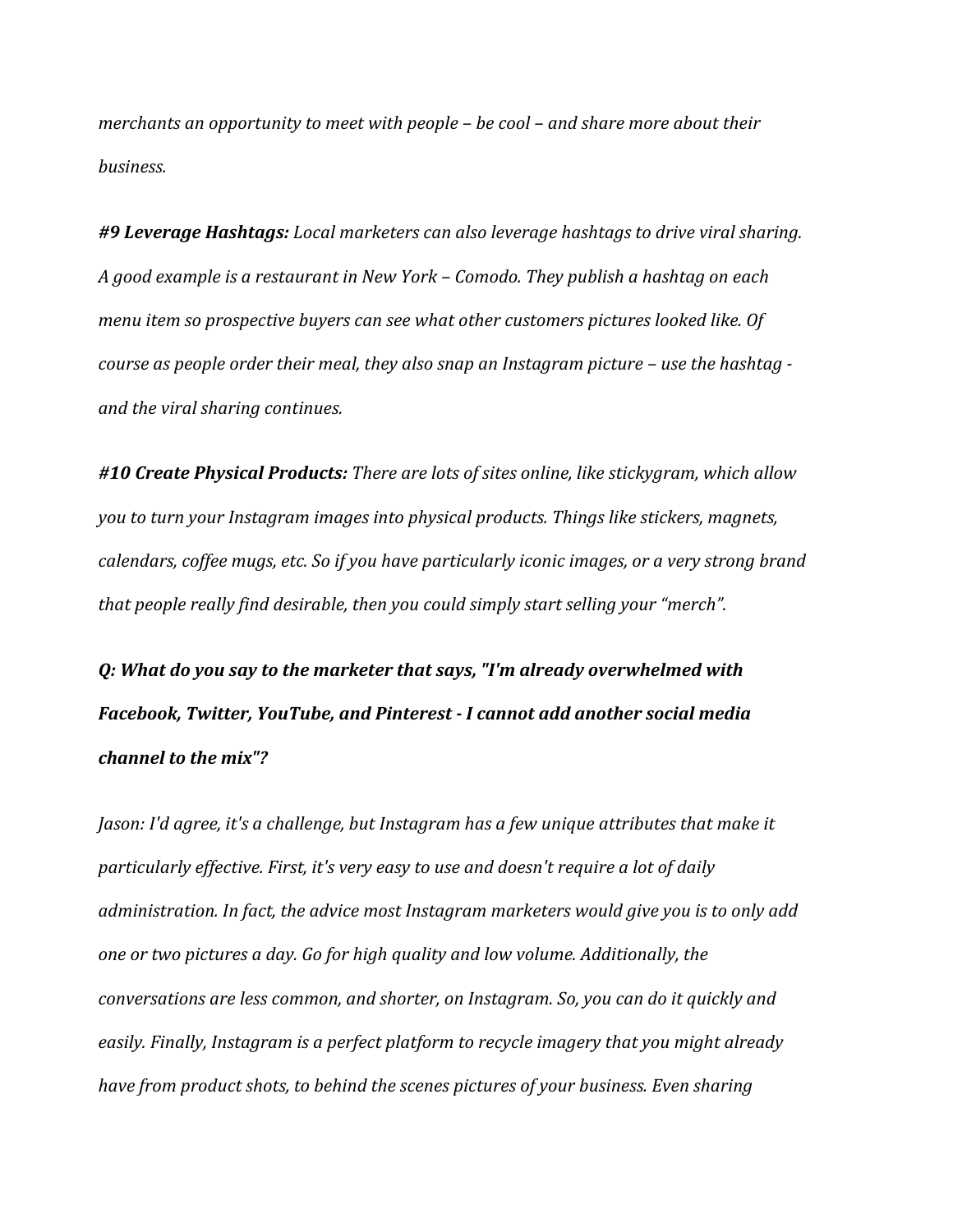*merchants an opportunity to meet with people – be cool – and share more about their business.*

***#9 Leverage Hashtags:*** *Local marketers can also leverage hashtags to drive viral sharing. A good example is a restaurant in New York – Comodo. They publish a hashtag on each menu item so prospective buyers can see what other customers pictures looked like. Of course as people order their meal, they also snap an Instagram picture – use the hashtag - and the viral sharing continues.*

***#10 Create Physical Products:*** *There are lots of sites online, like stickygram, which allow you to turn your Instagram images into physical products. Things like stickers, magnets, calendars, coffee mugs, etc. So if you have particularly iconic images, or a very strong brand that people really find desirable, then you could simply start selling your "merch".*

***Q: What do you say to the marketer that says, "I'm already overwhelmed with Facebook, Twitter, YouTube, and Pinterest - I cannot add another social media channel to the mix"?***

*Jason: I'd agree, it's a challenge, but Instagram has a few unique attributes that make it particularly effective. First, it's very easy to use and doesn't require a lot of daily administration. In fact, the advice most Instagram marketers would give you is to only add one or two pictures a day. Go for high quality and low volume. Additionally, the conversations are less common, and shorter, on Instagram. So, you can do it quickly and easily. Finally, Instagram is a perfect platform to recycle imagery that you might already have from product shots, to behind the scenes pictures of your business. Even sharing*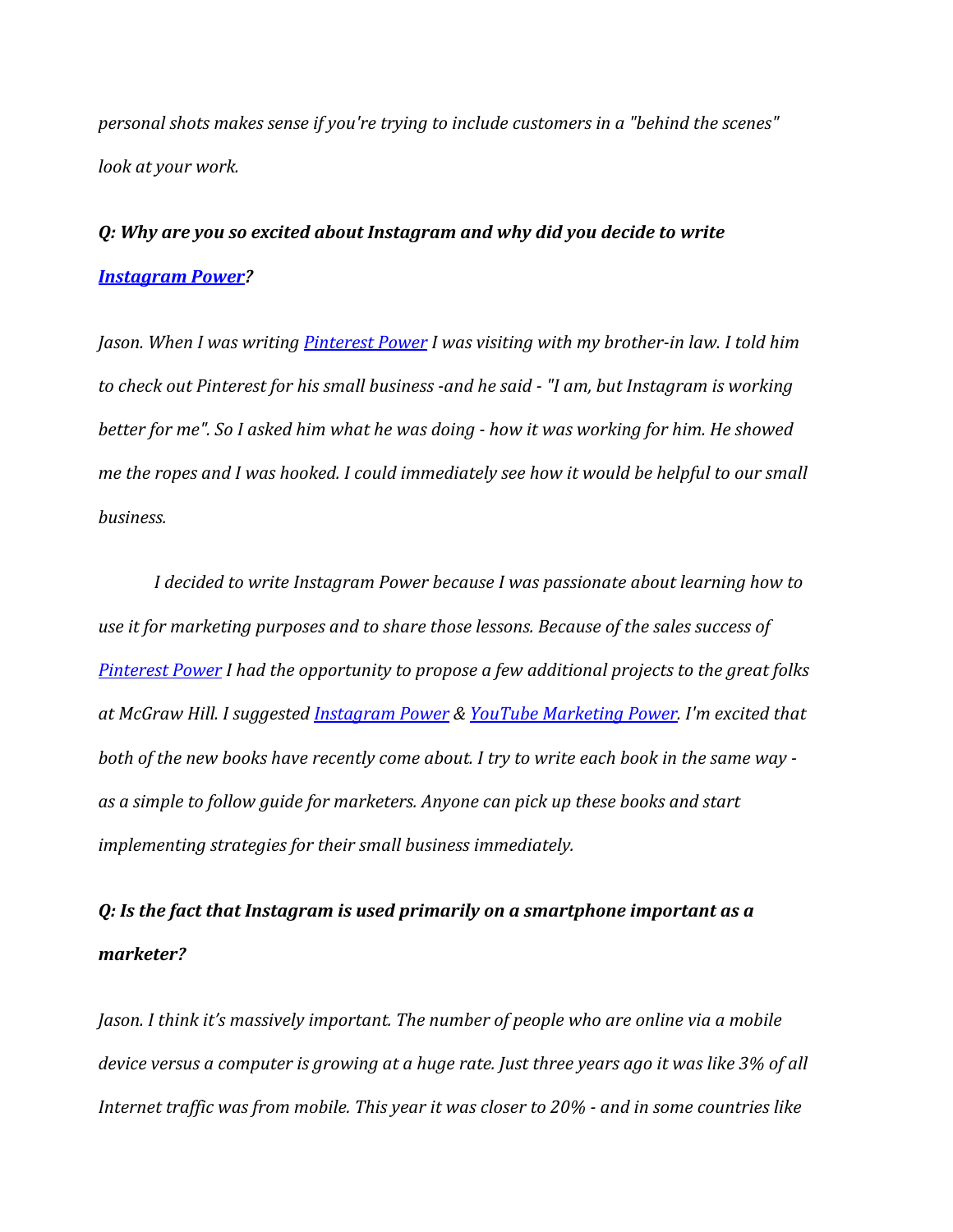*personal shots makes sense if you're trying to include customers in a "behind the scenes" look at your work.*

***Q: Why are you so excited about Instagram and why did you decide to write Instagram Power?***

*Jason. When I was writing Pinterest Power I was visiting with my brother-in law. I told him to check out Pinterest for his small business -and he said - "I am, but Instagram is working better for me". So I asked him what he was doing - how it was working for him. He showed me the ropes and I was hooked. I could immediately see how it would be helpful to our small business.*

*I decided to write Instagram Power because I was passionate about learning how to use it for marketing purposes and to share those lessons. Because of the sales success of Pinterest Power I had the opportunity to propose a few additional projects to the great folks at McGraw Hill. I suggested Instagram Power & YouTube Marketing Power. I'm excited that both of the new books have recently come about. I try to write each book in the same way - as a simple to follow guide for marketers. Anyone can pick up these books and start implementing strategies for their small business immediately.*

***Q: Is the fact that Instagram is used primarily on a smartphone important as a marketer?***

*Jason. I think it's massively important. The number of people who are online via a mobile device versus a computer is growing at a huge rate. Just three years ago it was like 3% of all Internet traffic was from mobile. This year it was closer to 20% - and in some countries like*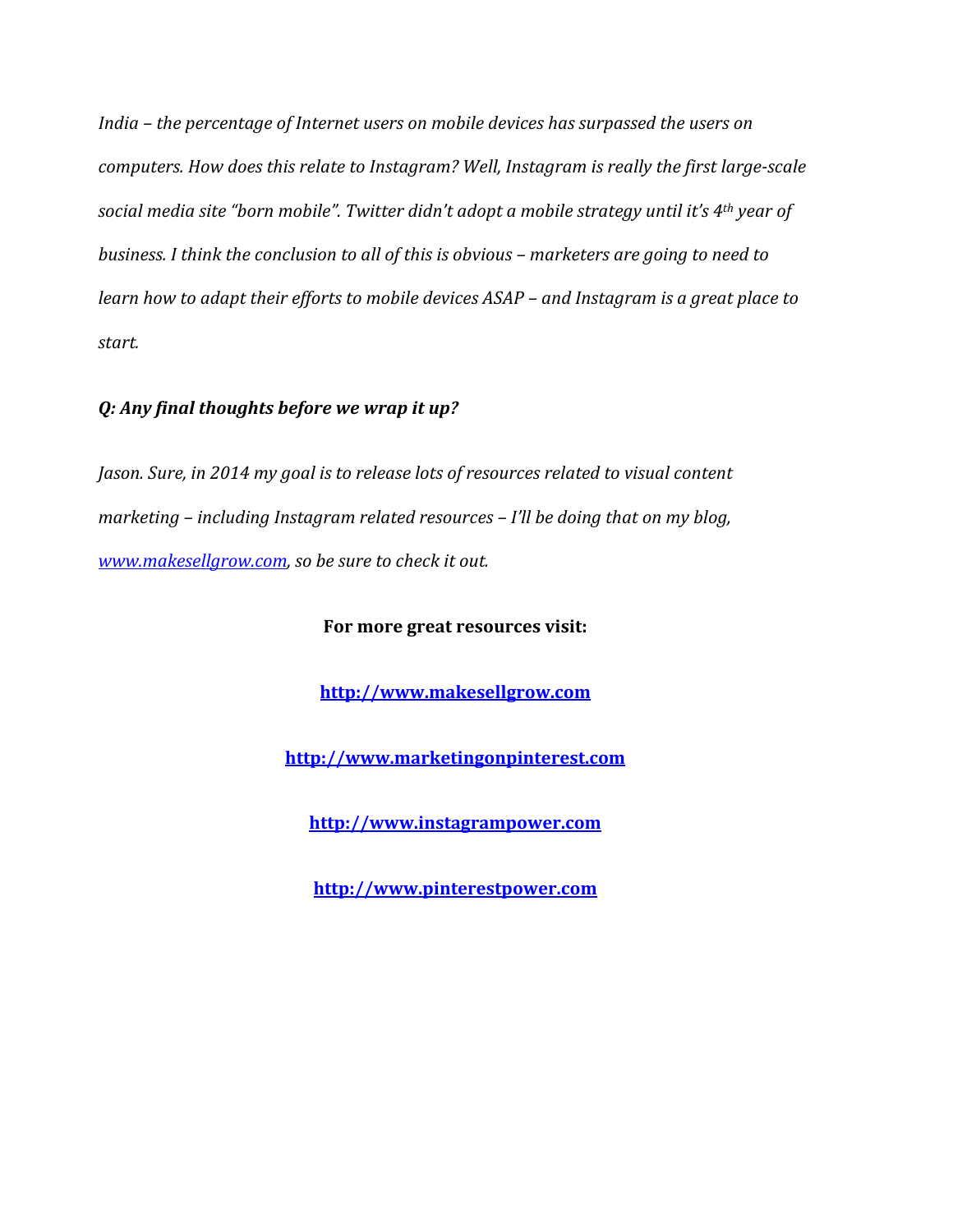*India – the percentage of Internet users on mobile devices has surpassed the users on computers. How does this relate to Instagram? Well, Instagram is really the first large-scale social media site "born mobile". Twitter didn't adopt a mobile strategy until it's 4th year of business. I think the conclusion to all of this is obvious – marketers are going to need to learn how to adapt their efforts to mobile devices ASAP – and Instagram is a great place to start.*

***Q: Any final thoughts before we wrap it up?***

*Jason. Sure, in 2014 my goal is to release lots of resources related to visual content marketing – including Instagram related resources – I'll be doing that on my blog, [www.makesellgrow.com](http://www.makesellgrow.com), so be sure to check it out.*

**For more great resources visit:**

**[http://www.makesellgrow.com](http://www.makesellgrow.com)**

**[http://www.marketingonpinterest.com](http://www.marketingonpinterest.com)**

**[http://www.instagrampower.com](http://www.instagrampower.com)**

**[http://www.pinterestpower.com](http://www.pinterestpower.com)**